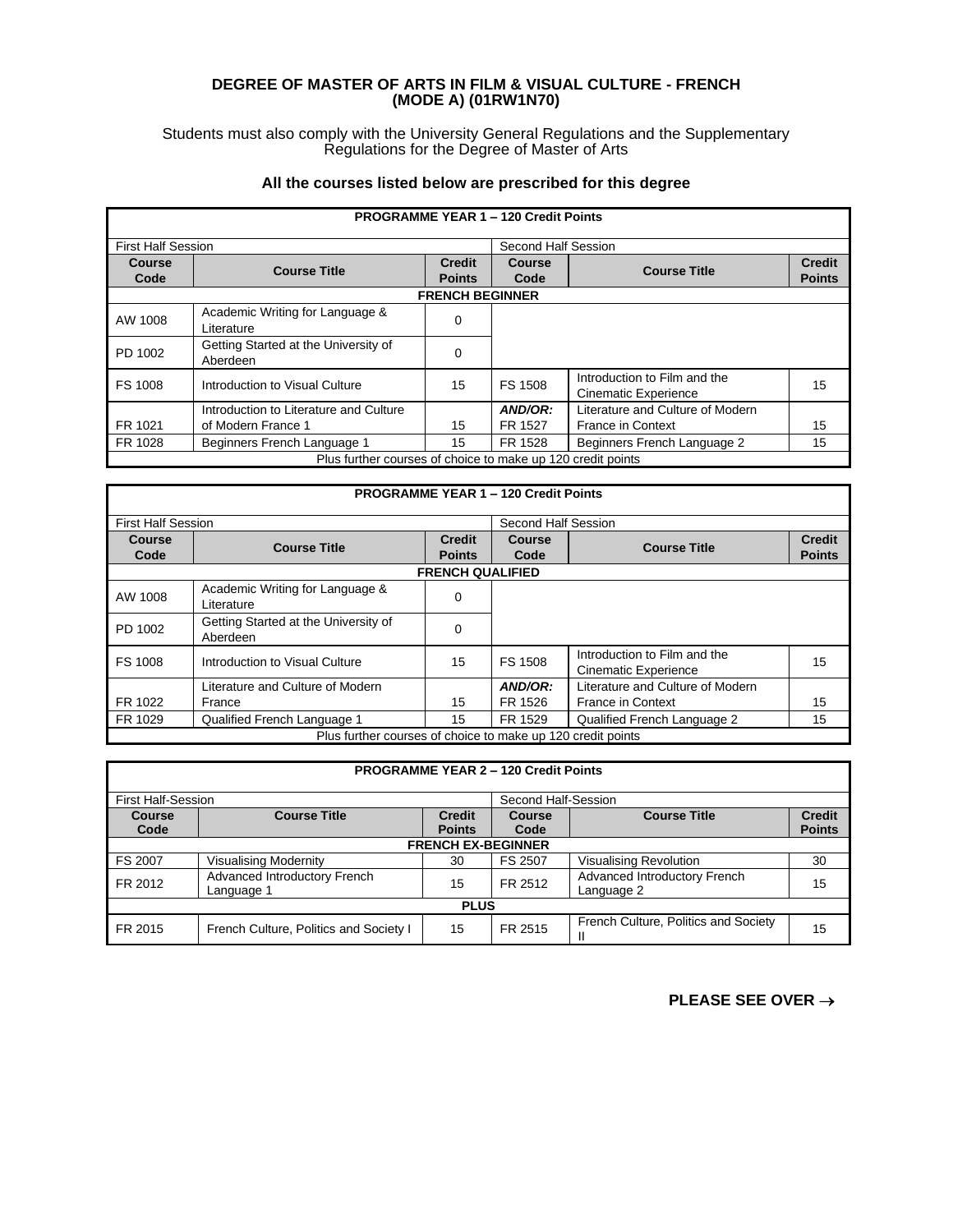# DEGREE OF MASTER OF ARTS IN FILM & VISUAL CULTURE - FRENCH (MODE A) (01RW1N70)

Students must also comply with the University General Regulations and the Supplementary Regulations for the Degree of Master of Arts

### All the courses listed below are prescribed for this degree

| PROGRAMME YEAR 1 – 120 Credit Points | | | | | |
|---|---|---|---|---|---|
| First Half Session | | | Second Half Session | | |
| **Course Code** | **Course Title** | **Credit Points** | **Course Code** | **Course Title** | **Credit Points** |
| | | **FRENCH BEGINNER** | | | |
| AW 1008 | Academic Writing for Language & Literature | 0 | | | |
| PD 1002 | Getting Started at the University of Aberdeen | 0 | | | |
| FS 1008 | Introduction to Visual Culture | 15 | FS 1508 | Introduction to Film and the Cinematic Experience | 15 |
| FR 1021 | Introduction to Literature and Culture of Modern France 1 | 15 | ***AND/OR:*** FR 1527 | Literature and Culture of Modern France in Context | 15 |
| FR 1028 | Beginners French Language 1 | 15 | FR 1528 | Beginners French Language 2 | 15 |
| Plus further courses of choice to make up 120 credit points | | | | | |

| PROGRAMME YEAR 1 – 120 Credit Points | | | | | |
|---|---|---|---|---|---|
| First Half Session | | | Second Half Session | | |
| **Course Code** | **Course Title** | **Credit Points** | **Course Code** | **Course Title** | **Credit Points** |
| | | **FRENCH QUALIFIED** | | | |
| AW 1008 | Academic Writing for Language & Literature | 0 | | | |
| PD 1002 | Getting Started at the University of Aberdeen | 0 | | | |
| FS 1008 | Introduction to Visual Culture | 15 | FS 1508 | Introduction to Film and the Cinematic Experience | 15 |
| FR 1022 | Literature and Culture of Modern France | 15 | ***AND/OR:*** FR 1526 | Literature and Culture of Modern France in Context | 15 |
| FR 1029 | Qualified French Language 1 | 15 | FR 1529 | Qualified French Language 2 | 15 |
| Plus further courses of choice to make up 120 credit points | | | | | |

| PROGRAMME YEAR 2 – 120 Credit Points | | | | | |
|---|---|---|---|---|---|
| First Half-Session | | | Second Half-Session | | |
| **Course Code** | **Course Title** | **Credit Points** | **Course Code** | **Course Title** | **Credit Points** |
| | | **FRENCH EX-BEGINNER** | | | |
| FS 2007 | Visualising Modernity | 30 | FS 2507 | Visualising Revolution | 30 |
| FR 2012 | Advanced Introductory French Language 1 | 15 | FR 2512 | Advanced Introductory French Language 2 | 15 |
| | | **PLUS** | | | |
| FR 2015 | French Culture, Politics and Society I | 15 | FR 2515 | French Culture, Politics and Society II | 15 |

**PLEASE SEE OVER →**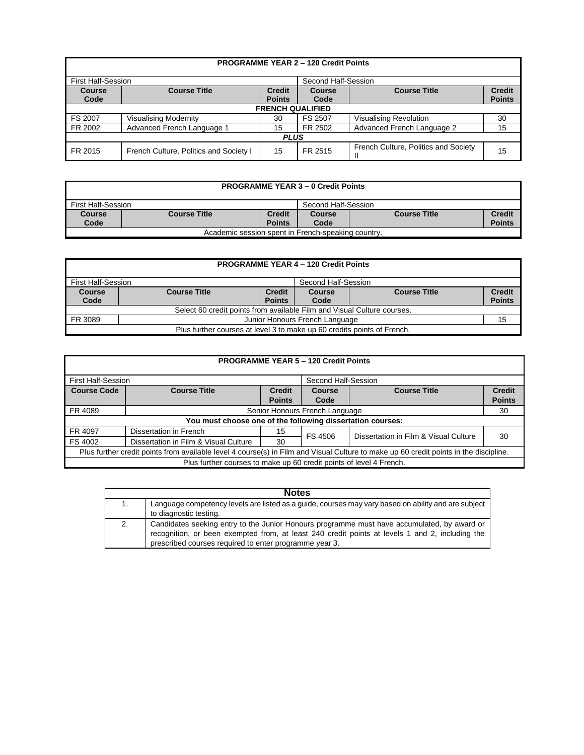| PROGRAMME YEAR 2 – 120 Credit Points | | | | | |
|---|---|---|---|---|---|
| First Half-Session | | | Second Half-Session | | |
| **Course Code** | **Course Title** | **Credit Points** | **Course Code** | **Course Title** | **Credit Points** |
| **FRENCH QUALIFIED** | | | | | |
| FS 2007 | Visualising Modernity | 30 | FS 2507 | Visualising Revolution | 30 |
| FR 2002 | Advanced French Language 1 | 15 | FR 2502 | Advanced French Language 2 | 15 |
| ***PLUS*** | | | | | |
| FR 2015 | French Culture, Politics and Society I | 15 | FR 2515 | French Culture, Politics and Society II | 15 |

| PROGRAMME YEAR 3 – 0 Credit Points | | | | | |
|---|---|---|---|---|---|
| First Half-Session | | | Second Half-Session | | |
| **Course Code** | **Course Title** | **Credit Points** | **Course Code** | **Course Title** | **Credit Points** |
| Academic session spent in French-speaking country. | | | | | |

| PROGRAMME YEAR 4 – 120 Credit Points | | | | | |
|---|---|---|---|---|---|
| First Half-Session | | | Second Half-Session | | |
| **Course Code** | **Course Title** | **Credit Points** | **Course Code** | **Course Title** | **Credit Points** |
| Select 60 credit points from available Film and Visual Culture courses. | | | | | |
| FR 3089 | Junior Honours French Language | | | | 15 |
| Plus further courses at level 3 to make up 60 credits points of French. | | | | | |

| PROGRAMME YEAR 5 – 120 Credit Points | | | | | |
|---|---|---|---|---|---|
| First Half-Session | | | Second Half-Session | | |
| **Course Code** | **Course Title** | **Credit Points** | **Course Code** | **Course Title** | **Credit Points** |
| FR 4089 | Senior Honours French Language | | | | 30 |
| **You must choose one of the following dissertation courses:** | | | | | |
| FR 4097 | Dissertation in French | 15 | FS 4506 | Dissertation in Film & Visual Culture | 30 |
| FS 4002 | Dissertation in Film & Visual Culture | 30 | | | |
| Plus further credit points from available level 4 course(s) in Film and Visual Culture to make up 60 credit points in the discipline. | | | | | |
| Plus further courses to make up 60 credit points of level 4 French. | | | | | |

| Notes | |
|---|---|
| 1. | Language competency levels are listed as a guide, courses may vary based on ability and are subject to diagnostic testing. |
| 2. | Candidates seeking entry to the Junior Honours programme must have accumulated, by award or recognition, or been exempted from, at least 240 credit points at levels 1 and 2, including the prescribed courses required to enter programme year 3. |